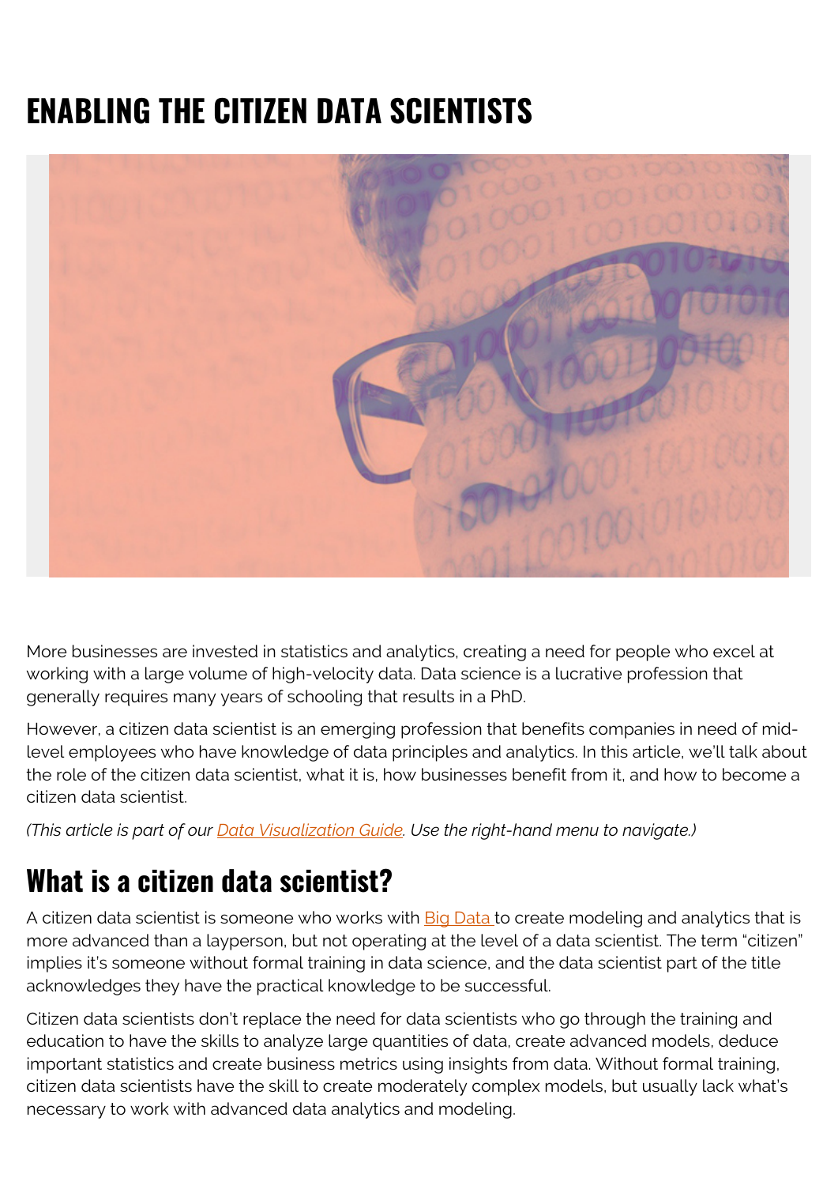# ENABLING THE CITIZEN DATA SCIENTISTS

More businesses are invested in statistics and analytics, creating a need for people who excel at working with a large volume of high-velocity data. Data science is a lucrative profession that generally requires many years of schooling that results in a PhD.

However, a citizen data scientist is an emerging profession that benefits companies in need of mid-level employees who have knowledge of data principles and analytics. In this article, we'll talk about the role of the citizen data scientist, what it is, how businesses benefit from it, and how to become a citizen data scientist.

*(This article is part of our Data Visualization Guide. Use the right-hand menu to navigate.)*

## What is a citizen data scientist?

A citizen data scientist is someone who works with Big Data to create modeling and analytics that is more advanced than a layperson, but not operating at the level of a data scientist. The term "citizen" implies it's someone without formal training in data science, and the data scientist part of the title acknowledges they have the practical knowledge to be successful.

Citizen data scientists don't replace the need for data scientists who go through the training and education to have the skills to analyze large quantities of data, create advanced models, deduce important statistics and create business metrics using insights from data. Without formal training, citizen data scientists have the skill to create moderately complex models, but usually lack what's necessary to work with advanced data analytics and modeling.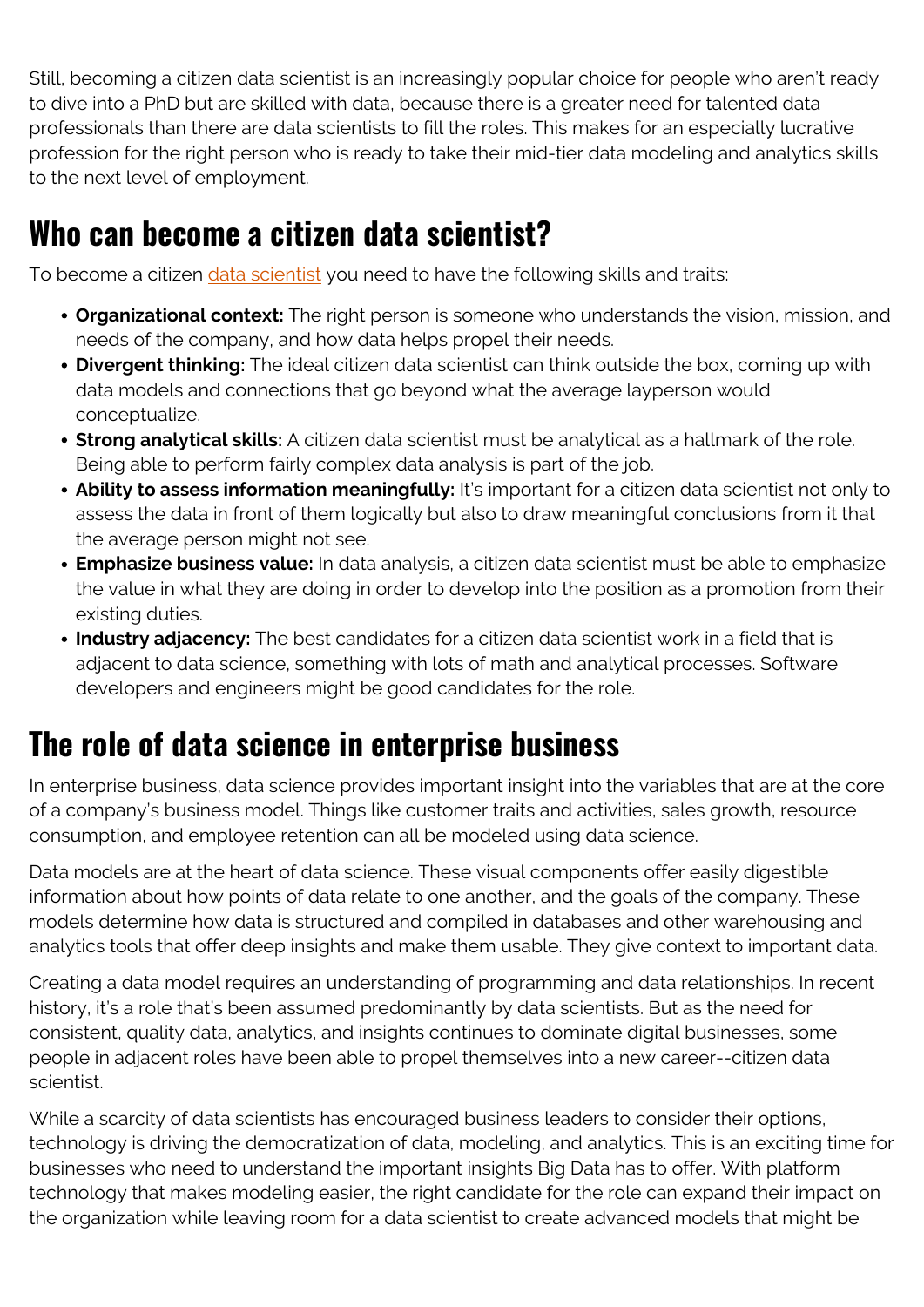Still, becoming a citizen data scientist is an increasingly popular choice for people who aren't ready to dive into a PhD but are skilled with data, because there is a greater need for talented data professionals than there are data scientists to fill the roles. This makes for an especially lucrative profession for the right person who is ready to take their mid-tier data modeling and analytics skills to the next level of employment.

## Who can become a citizen data scientist?

To become a citizen data scientist you need to have the following skills and traits:

- **Organizational context:** The right person is someone who understands the vision, mission, and needs of the company, and how data helps propel their needs.
- **Divergent thinking:** The ideal citizen data scientist can think outside the box, coming up with data models and connections that go beyond what the average layperson would conceptualize.
- **Strong analytical skills:** A citizen data scientist must be analytical as a hallmark of the role. Being able to perform fairly complex data analysis is part of the job.
- **Ability to assess information meaningfully:** It's important for a citizen data scientist not only to assess the data in front of them logically but also to draw meaningful conclusions from it that the average person might not see.
- **Emphasize business value:** In data analysis, a citizen data scientist must be able to emphasize the value in what they are doing in order to develop into the position as a promotion from their existing duties.
- **Industry adjacency:** The best candidates for a citizen data scientist work in a field that is adjacent to data science, something with lots of math and analytical processes. Software developers and engineers might be good candidates for the role.

## The role of data science in enterprise business

In enterprise business, data science provides important insight into the variables that are at the core of a company's business model. Things like customer traits and activities, sales growth, resource consumption, and employee retention can all be modeled using data science.

Data models are at the heart of data science. These visual components offer easily digestible information about how points of data relate to one another, and the goals of the company. These models determine how data is structured and compiled in databases and other warehousing and analytics tools that offer deep insights and make them usable. They give context to important data.

Creating a data model requires an understanding of programming and data relationships. In recent history, it's a role that's been assumed predominantly by data scientists. But as the need for consistent, quality data, analytics, and insights continues to dominate digital businesses, some people in adjacent roles have been able to propel themselves into a new career--citizen data scientist.

While a scarcity of data scientists has encouraged business leaders to consider their options, technology is driving the democratization of data, modeling, and analytics. This is an exciting time for businesses who need to understand the important insights Big Data has to offer. With platform technology that makes modeling easier, the right candidate for the role can expand their impact on the organization while leaving room for a data scientist to create advanced models that might be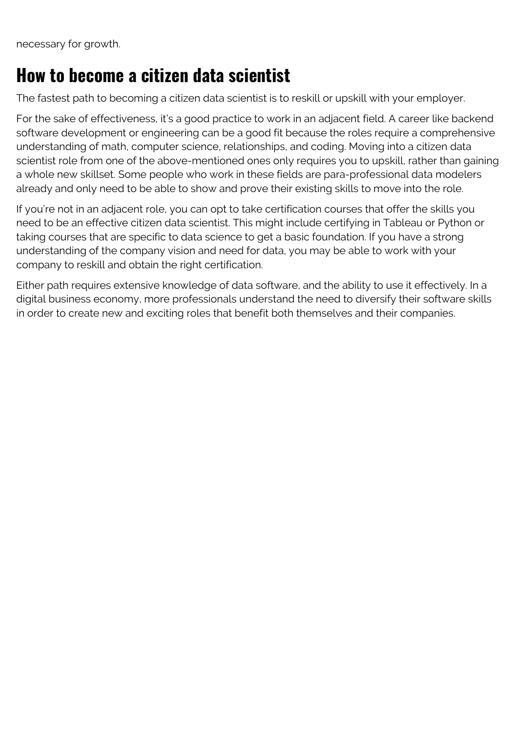necessary for growth.

## How to become a citizen data scientist

The fastest path to becoming a citizen data scientist is to reskill or upskill with your employer.

For the sake of effectiveness, it's a good practice to work in an adjacent field. A career like backend software development or engineering can be a good fit because the roles require a comprehensive understanding of math, computer science, relationships, and coding. Moving into a citizen data scientist role from one of the above-mentioned ones only requires you to upskill, rather than gaining a whole new skillset. Some people who work in these fields are para-professional data modelers already and only need to be able to show and prove their existing skills to move into the role.

If you're not in an adjacent role, you can opt to take certification courses that offer the skills you need to be an effective citizen data scientist. This might include certifying in Tableau or Python or taking courses that are specific to data science to get a basic foundation. If you have a strong understanding of the company vision and need for data, you may be able to work with your company to reskill and obtain the right certification.

Either path requires extensive knowledge of data software, and the ability to use it effectively. In a digital business economy, more professionals understand the need to diversify their software skills in order to create new and exciting roles that benefit both themselves and their companies.